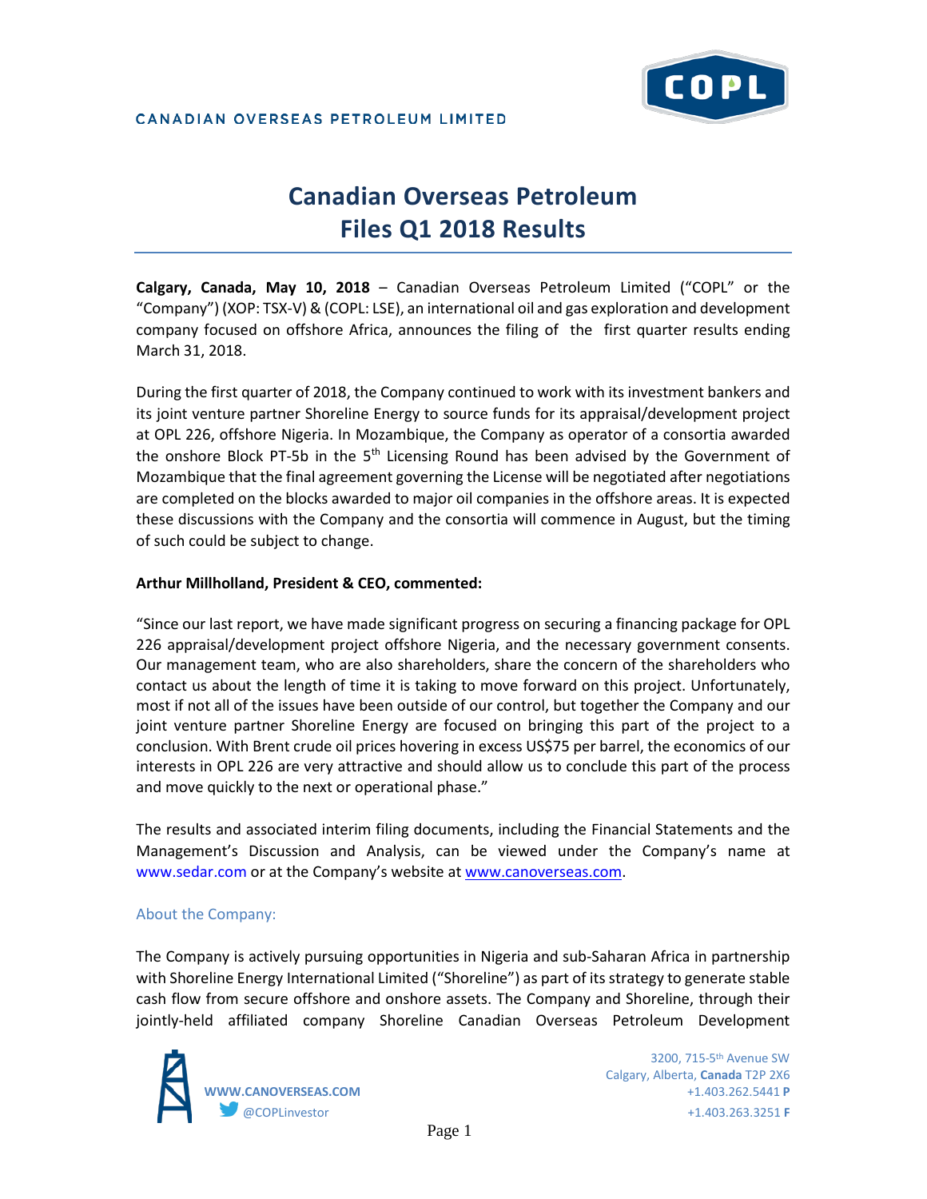CANADIAN OVERSEAS PETROLEUM LIMITED

# Canadian Overseas Petroleum Files Q1 2018 Results

**Calgary, Canada, May 10, 2018** – Canadian Overseas Petroleum Limited ("COPL" or the "Company") (XOP: TSX-V) & (COPL: LSE), an international oil and gas exploration and development company focused on offshore Africa, announces the filing of the first quarter results ending March 31, 2018.

During the first quarter of 2018, the Company continued to work with its investment bankers and its joint venture partner Shoreline Energy to source funds for its appraisal/development project at OPL 226, offshore Nigeria. In Mozambique, the Company as operator of a consortia awarded the onshore Block PT-5b in the 5th Licensing Round has been advised by the Government of Mozambique that the final agreement governing the License will be negotiated after negotiations are completed on the blocks awarded to major oil companies in the offshore areas. It is expected these discussions with the Company and the consortia will commence in August, but the timing of such could be subject to change.

**Arthur Millholland, President & CEO, commented:**

"Since our last report, we have made significant progress on securing a financing package for OPL 226 appraisal/development project offshore Nigeria, and the necessary government consents. Our management team, who are also shareholders, share the concern of the shareholders who contact us about the length of time it is taking to move forward on this project. Unfortunately, most if not all of the issues have been outside of our control, but together the Company and our joint venture partner Shoreline Energy are focused on bringing this part of the project to a conclusion. With Brent crude oil prices hovering in excess US$75 per barrel, the economics of our interests in OPL 226 are very attractive and should allow us to conclude this part of the process and move quickly to the next or operational phase."

The results and associated interim filing documents, including the Financial Statements and the Management's Discussion and Analysis, can be viewed under the Company's name at www.sedar.com or at the Company's website at www.canoverseas.com.

## About the Company:

The Company is actively pursuing opportunities in Nigeria and sub-Saharan Africa in partnership with Shoreline Energy International Limited ("Shoreline") as part of its strategy to generate stable cash flow from secure offshore and onshore assets. The Company and Shoreline, through their jointly-held affiliated company Shoreline Canadian Overseas Petroleum Development

WWW.CANOVERSEAS.COM
@COPLinvestor

3200, 715-5th Avenue SW
Calgary, Alberta, **Canada** T2P 2X6
+1.403.262.5441 **P**
+1.403.263.3251 **F**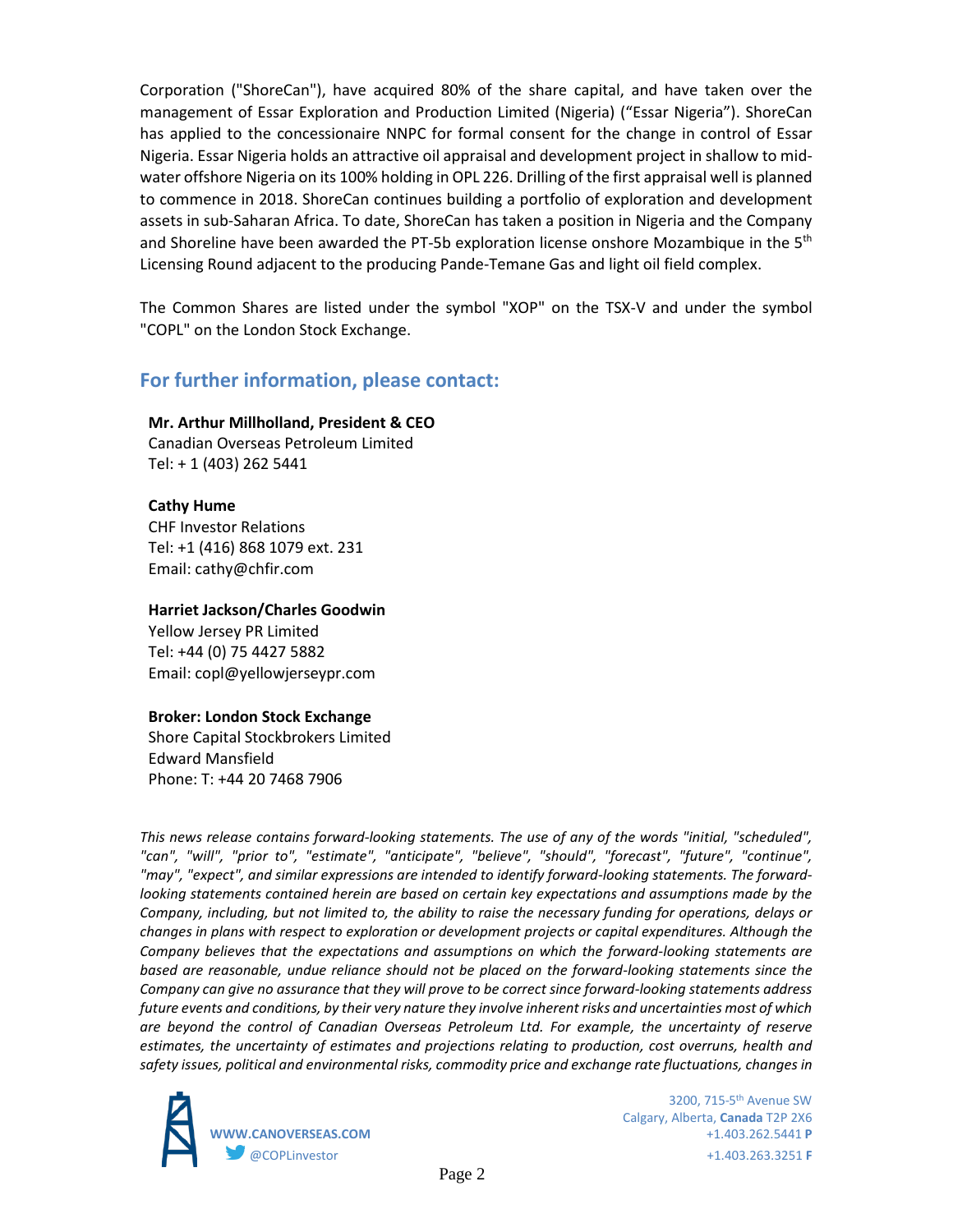Corporation ("ShoreCan"), have acquired 80% of the share capital, and have taken over the management of Essar Exploration and Production Limited (Nigeria) ("Essar Nigeria"). ShoreCan has applied to the concessionaire NNPC for formal consent for the change in control of Essar Nigeria. Essar Nigeria holds an attractive oil appraisal and development project in shallow to mid-water offshore Nigeria on its 100% holding in OPL 226. Drilling of the first appraisal well is planned to commence in 2018. ShoreCan continues building a portfolio of exploration and development assets in sub-Saharan Africa. To date, ShoreCan has taken a position in Nigeria and the Company and Shoreline have been awarded the PT-5b exploration license onshore Mozambique in the 5th Licensing Round adjacent to the producing Pande-Temane Gas and light oil field complex.

The Common Shares are listed under the symbol "XOP" on the TSX-V and under the symbol "COPL" on the London Stock Exchange.

## For further information, please contact:

**Mr. Arthur Millholland, President & CEO**
Canadian Overseas Petroleum Limited
Tel: + 1 (403) 262 5441

**Cathy Hume**
CHF Investor Relations
Tel: +1 (416) 868 1079 ext. 231
Email: cathy@chfir.com

**Harriet Jackson/Charles Goodwin**
Yellow Jersey PR Limited
Tel: +44 (0) 75 4427 5882
Email: copl@yellowjerseypr.com

**Broker: London Stock Exchange**
Shore Capital Stockbrokers Limited
Edward Mansfield
Phone: T: +44 20 7468 7906

*This news release contains forward-looking statements. The use of any of the words "initial, "scheduled", "can", "will", "prior to", "estimate", "anticipate", "believe", "should", "forecast", "future", "continue", "may", "expect", and similar expressions are intended to identify forward-looking statements. The forward-looking statements contained herein are based on certain key expectations and assumptions made by the Company, including, but not limited to, the ability to raise the necessary funding for operations, delays or changes in plans with respect to exploration or development projects or capital expenditures. Although the Company believes that the expectations and assumptions on which the forward-looking statements are based are reasonable, undue reliance should not be placed on the forward-looking statements since the Company can give no assurance that they will prove to be correct since forward-looking statements address future events and conditions, by their very nature they involve inherent risks and uncertainties most of which are beyond the control of Canadian Overseas Petroleum Ltd. For example, the uncertainty of reserve estimates, the uncertainty of estimates and projections relating to production, cost overruns, health and safety issues, political and environmental risks, commodity price and exchange rate fluctuations, changes in*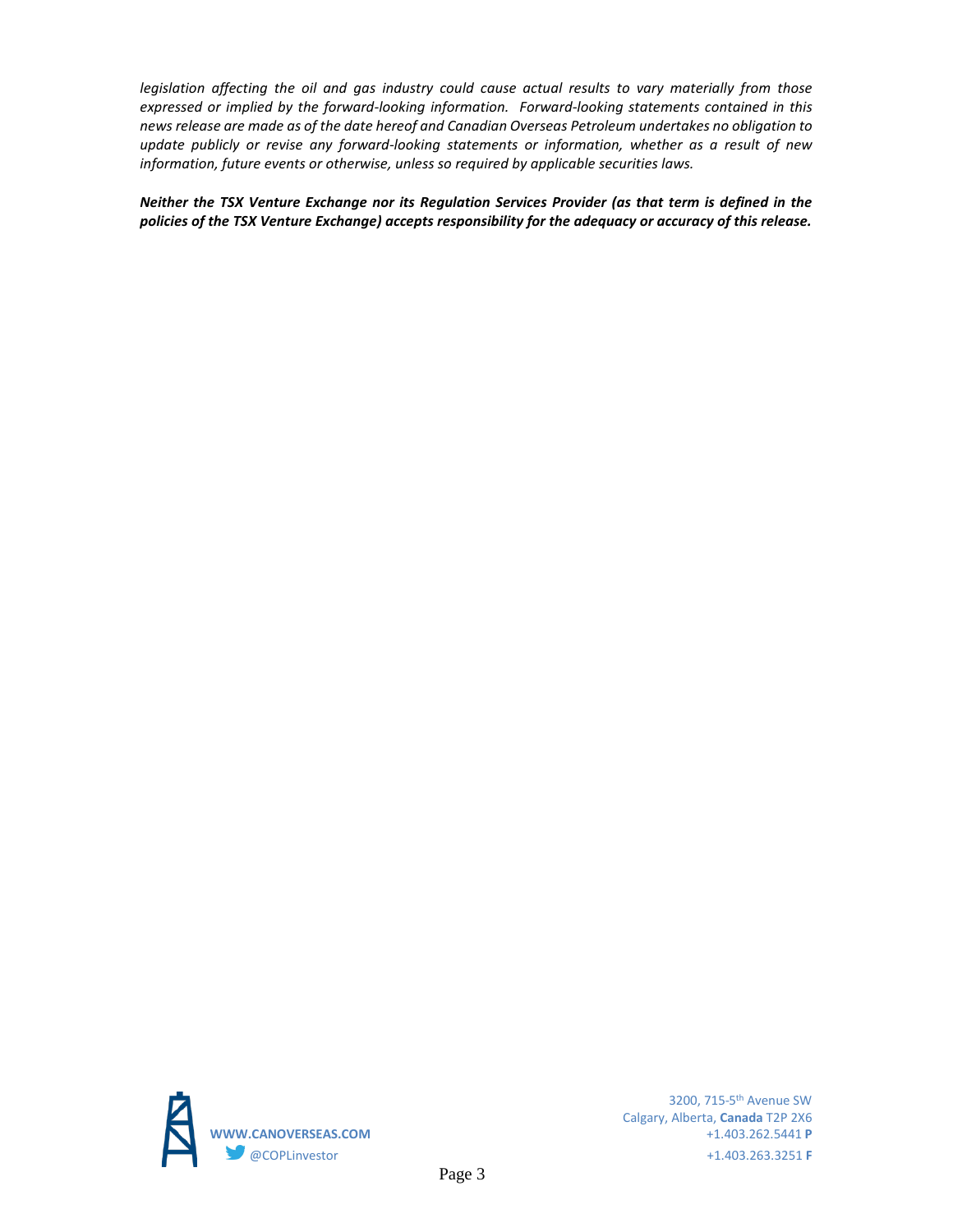*legislation affecting the oil and gas industry could cause actual results to vary materially from those expressed or implied by the forward-looking information. Forward-looking statements contained in this news release are made as of the date hereof and Canadian Overseas Petroleum undertakes no obligation to update publicly or revise any forward-looking statements or information, whether as a result of new information, future events or otherwise, unless so required by applicable securities laws.*

***Neither the TSX Venture Exchange nor its Regulation Services Provider (as that term is defined in the policies of the TSX Venture Exchange) accepts responsibility for the adequacy or accuracy of this release.***